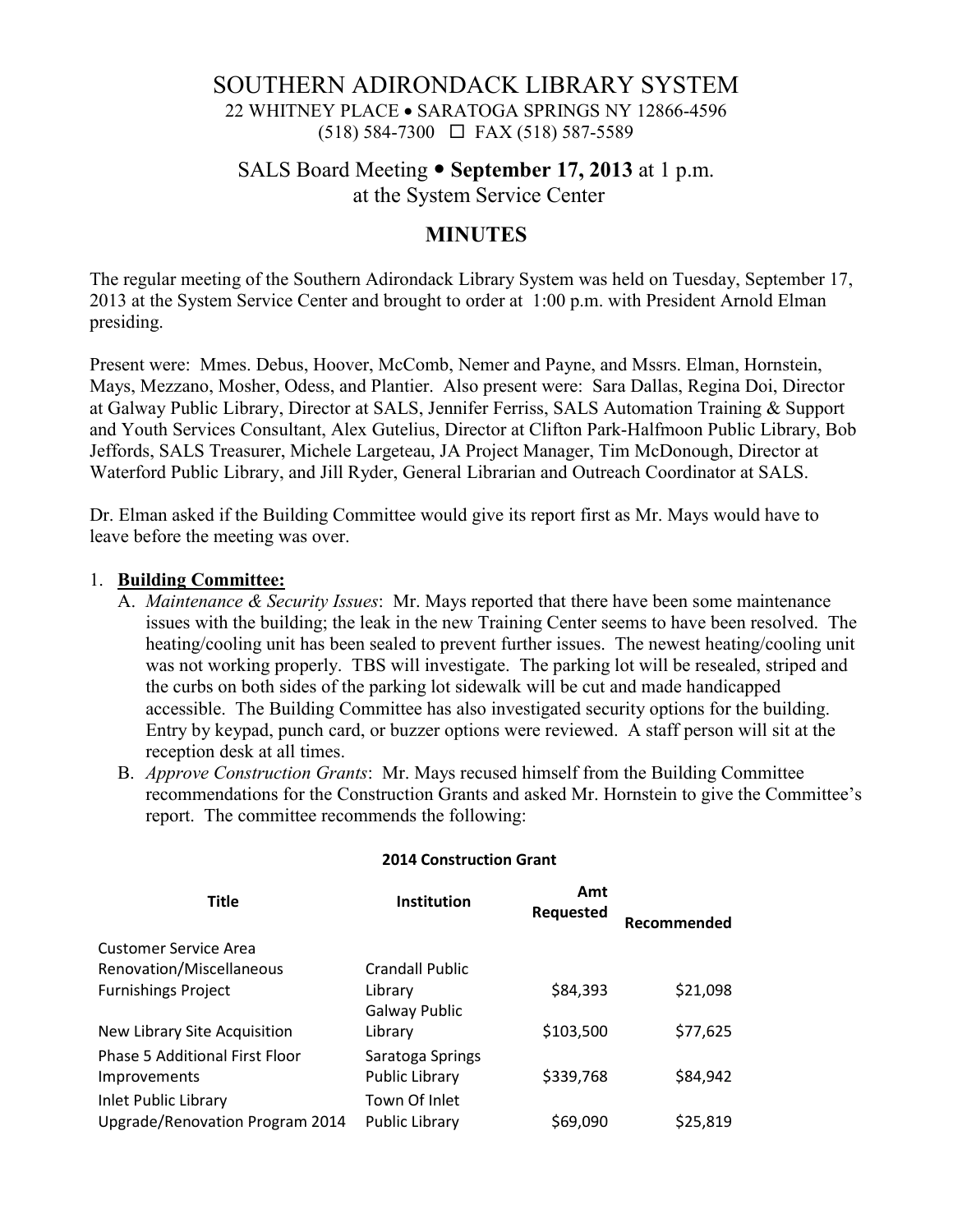# SOUTHERN ADIRONDACK LIBRARY SYSTEM

22 WHITNEY PLACE • SARATOGA SPRINGS NY 12866-4596
(518) 584-7300 ☐ FAX (518) 587-5589

## SALS Board Meeting • **September 17, 2013** at 1 p.m.
at the System Service Center

## MINUTES

The regular meeting of the Southern Adirondack Library System was held on Tuesday, September 17, 2013 at the System Service Center and brought to order at 1:00 p.m. with President Arnold Elman presiding.

Present were: Mmes. Debus, Hoover, McComb, Nemer and Payne, and Mssrs. Elman, Hornstein, Mays, Mezzano, Mosher, Odess, and Plantier. Also present were: Sara Dallas, Regina Doi, Director at Galway Public Library, Director at SALS, Jennifer Ferriss, SALS Automation Training & Support and Youth Services Consultant, Alex Gutelius, Director at Clifton Park-Halfmoon Public Library, Bob Jeffords, SALS Treasurer, Michele Largeteau, JA Project Manager, Tim McDonough, Director at Waterford Public Library, and Jill Ryder, General Librarian and Outreach Coordinator at SALS.

Dr. Elman asked if the Building Committee would give its report first as Mr. Mays would have to leave before the meeting was over.

1. **Building Committee:**
   A. *Maintenance & Security Issues*: Mr. Mays reported that there have been some maintenance issues with the building; the leak in the new Training Center seems to have been resolved. The heating/cooling unit has been sealed to prevent further issues. The newest heating/cooling unit was not working properly. TBS will investigate. The parking lot will be resealed, striped and the curbs on both sides of the parking lot sidewalk will be cut and made handicapped accessible. The Building Committee has also investigated security options for the building. Entry by keypad, punch card, or buzzer options were reviewed. A staff person will sit at the reception desk at all times.
   B. *Approve Construction Grants*: Mr. Mays recused himself from the Building Committee recommendations for the Construction Grants and asked Mr. Hornstein to give the Committee's report. The committee recommends the following:

**2014 Construction Grant**

| Title | Institution | Amt Requested | Recommended |
|---|---|---|---|
| Customer Service Area Renovation/Miscellaneous Furnishings Project | Crandall Public Library | $84,393 | $21,098 |
| New Library Site Acquisition | Galway Public Library | $103,500 | $77,625 |
| Phase 5 Additional First Floor Improvements | Saratoga Springs Public Library | $339,768 | $84,942 |
| Inlet Public Library Upgrade/Renovation Program 2014 | Town Of Inlet Public Library | $69,090 | $25,819 |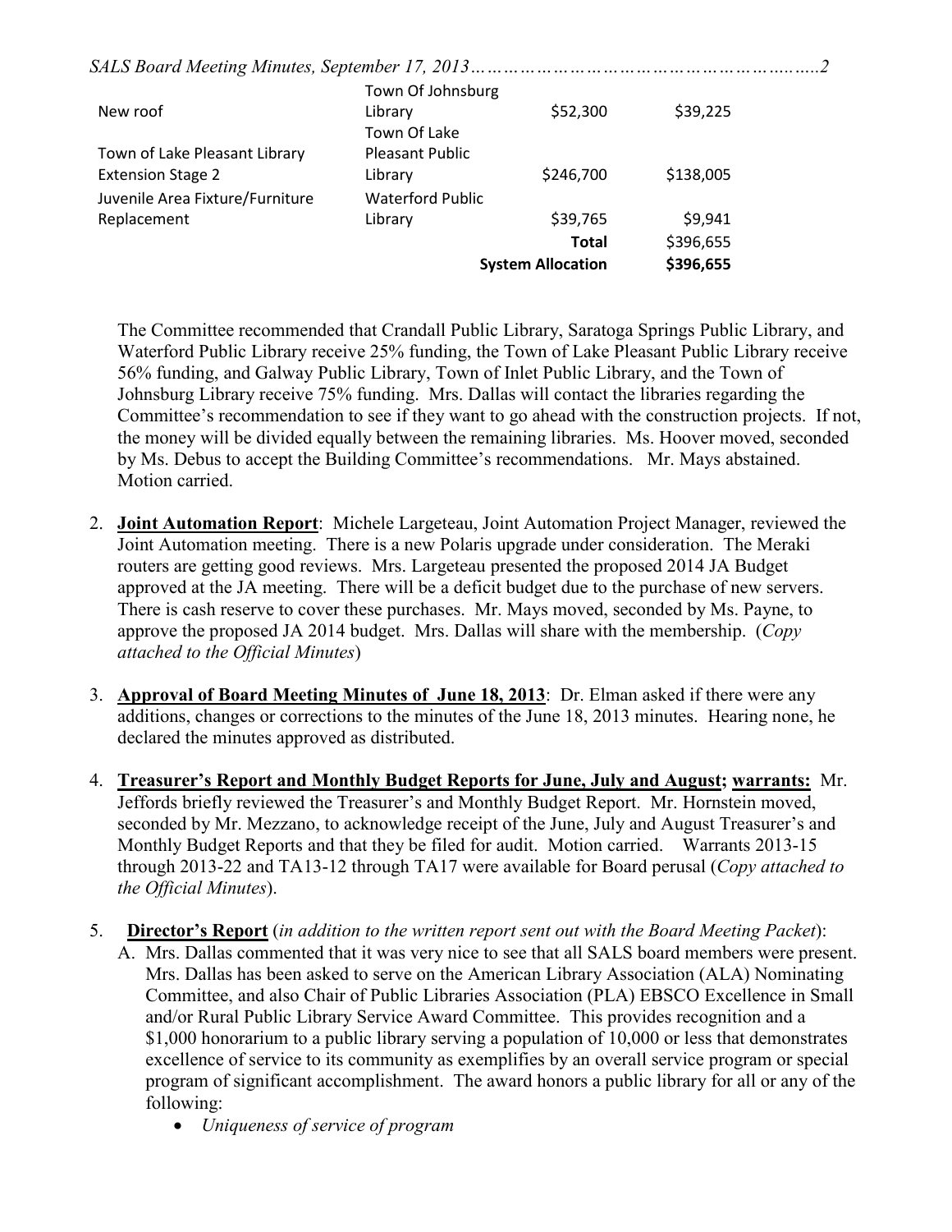| | | | |
|---|---|---|---|
| New roof | Town Of Johnsburg Library | $52,300 | $39,225 |
| Town of Lake Pleasant Library Extension Stage 2 | Town Of Lake Pleasant Public Library | $246,700 | $138,005 |
| Juvenile Area Fixture/Furniture Replacement | Waterford Public Library | $39,765 | $9,941 |
| | | **Total** | $396,655 |
| | | **System Allocation** | **$396,655** |

The Committee recommended that Crandall Public Library, Saratoga Springs Public Library, and Waterford Public Library receive 25% funding, the Town of Lake Pleasant Public Library receive 56% funding, and Galway Public Library, Town of Inlet Public Library, and the Town of Johnsburg Library receive 75% funding. Mrs. Dallas will contact the libraries regarding the Committee's recommendation to see if they want to go ahead with the construction projects. If not, the money will be divided equally between the remaining libraries. Ms. Hoover moved, seconded by Ms. Debus to accept the Building Committee's recommendations. Mr. Mays abstained. Motion carried.

2. **Joint Automation Report**: Michele Largeteau, Joint Automation Project Manager, reviewed the Joint Automation meeting. There is a new Polaris upgrade under consideration. The Meraki routers are getting good reviews. Mrs. Largeteau presented the proposed 2014 JA Budget approved at the JA meeting. There will be a deficit budget due to the purchase of new servers. There is cash reserve to cover these purchases. Mr. Mays moved, seconded by Ms. Payne, to approve the proposed JA 2014 budget. Mrs. Dallas will share with the membership. (*Copy attached to the Official Minutes*)

3. **Approval of Board Meeting Minutes of June 18, 2013**: Dr. Elman asked if there were any additions, changes or corrections to the minutes of the June 18, 2013 minutes. Hearing none, he declared the minutes approved as distributed.

4. **Treasurer's Report and Monthly Budget Reports for June, July and August; warrants:** Mr. Jeffords briefly reviewed the Treasurer's and Monthly Budget Report. Mr. Hornstein moved, seconded by Mr. Mezzano, to acknowledge receipt of the June, July and August Treasurer's and Monthly Budget Reports and that they be filed for audit. Motion carried. Warrants 2013-15 through 2013-22 and TA13-12 through TA17 were available for Board perusal (*Copy attached to the Official Minutes*).

5. **Director's Report** (*in addition to the written report sent out with the Board Meeting Packet*):
   A. Mrs. Dallas commented that it was very nice to see that all SALS board members were present. Mrs. Dallas has been asked to serve on the American Library Association (ALA) Nominating Committee, and also Chair of Public Libraries Association (PLA) EBSCO Excellence in Small and/or Rural Public Library Service Award Committee. This provides recognition and a $1,000 honorarium to a public library serving a population of 10,000 or less that demonstrates excellence of service to its community as exemplifies by an overall service program or special program of significant accomplishment. The award honors a public library for all or any of the following:
      - *Uniqueness of service of program*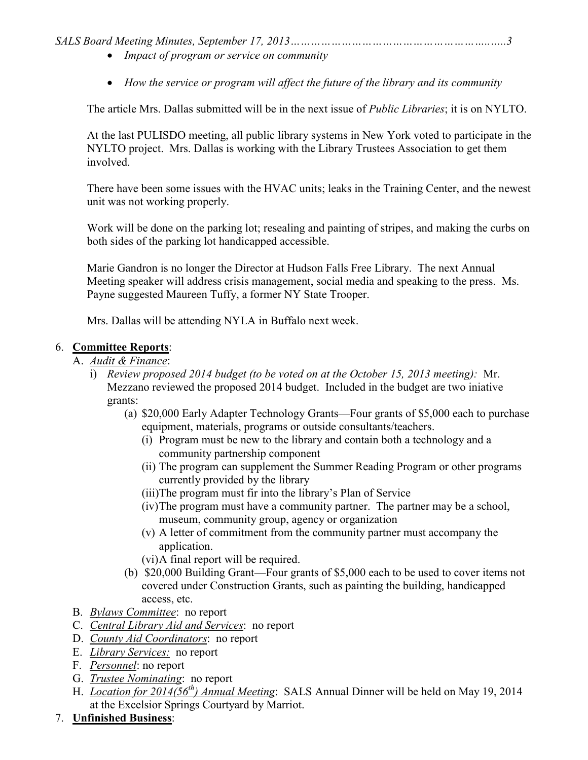- *Impact of program or service on community*
- *How the service or program will affect the future of the library and its community*

The article Mrs. Dallas submitted will be in the next issue of *Public Libraries*; it is on NYLTO.

At the last PULISDO meeting, all public library systems in New York voted to participate in the NYLTO project. Mrs. Dallas is working with the Library Trustees Association to get them involved.

There have been some issues with the HVAC units; leaks in the Training Center, and the newest unit was not working properly.

Work will be done on the parking lot; resealing and painting of stripes, and making the curbs on both sides of the parking lot handicapped accessible.

Marie Gandron is no longer the Director at Hudson Falls Free Library. The next Annual Meeting speaker will address crisis management, social media and speaking to the press. Ms. Payne suggested Maureen Tuffy, a former NY State Trooper.

Mrs. Dallas will be attending NYLA in Buffalo next week.

6. **Committee Reports**:
   A. *Audit & Finance*:
      i) *Review proposed 2014 budget (to be voted on at the October 15, 2013 meeting):* Mr. Mezzano reviewed the proposed 2014 budget. Included in the budget are two iniative grants:
         (a) $20,000 Early Adapter Technology Grants—Four grants of $5,000 each to purchase equipment, materials, programs or outside consultants/teachers.
            (i) Program must be new to the library and contain both a technology and a community partnership component
            (ii) The program can supplement the Summer Reading Program or other programs currently provided by the library
            (iii) The program must fir into the library's Plan of Service
            (iv) The program must have a community partner. The partner may be a school, museum, community group, agency or organization
            (v) A letter of commitment from the community partner must accompany the application.
            (vi) A final report will be required.
         (b) $20,000 Building Grant—Four grants of $5,000 each to be used to cover items not covered under Construction Grants, such as painting the building, handicapped access, etc.
   B. *Bylaws Committee*: no report
   C. *Central Library Aid and Services*: no report
   D. *County Aid Coordinators*: no report
   E. *Library Services:* no report
   F. *Personnel*: no report
   G. *Trustee Nominating*: no report
   H. *Location for 2014(56th) Annual Meeting*: SALS Annual Dinner will be held on May 19, 2014 at the Excelsior Springs Courtyard by Marriot.
7. **Unfinished Business**: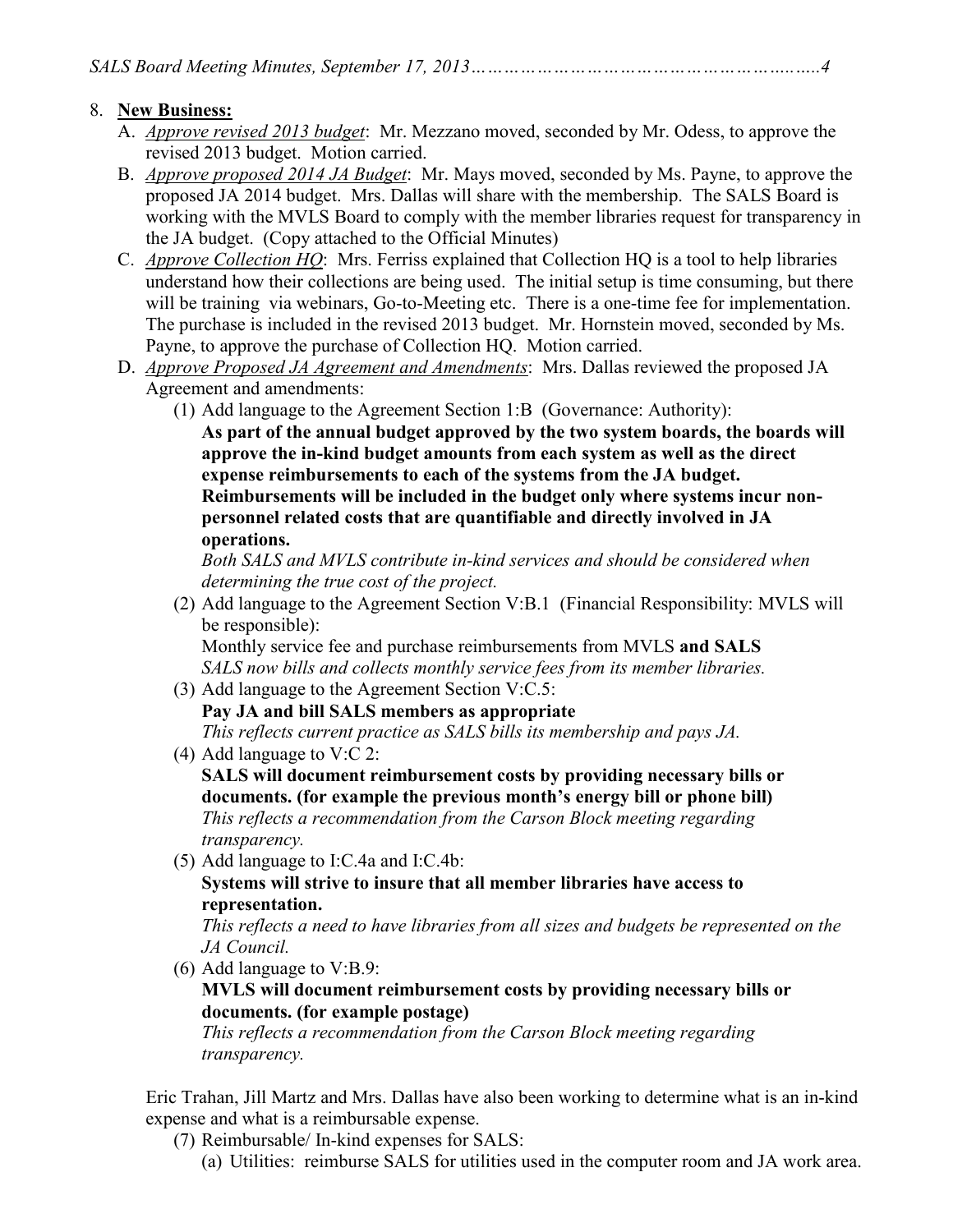8. **New Business:**
   A. *Approve revised 2013 budget*: Mr. Mezzano moved, seconded by Mr. Odess, to approve the revised 2013 budget. Motion carried.
   B. *Approve proposed 2014 JA Budget*: Mr. Mays moved, seconded by Ms. Payne, to approve the proposed JA 2014 budget. Mrs. Dallas will share with the membership. The SALS Board is working with the MVLS Board to comply with the member libraries request for transparency in the JA budget. (Copy attached to the Official Minutes)
   C. *Approve Collection HQ*: Mrs. Ferriss explained that Collection HQ is a tool to help libraries understand how their collections are being used. The initial setup is time consuming, but there will be training via webinars, Go-to-Meeting etc. There is a one-time fee for implementation. The purchase is included in the revised 2013 budget. Mr. Hornstein moved, seconded by Ms. Payne, to approve the purchase of Collection HQ. Motion carried.
   D. *Approve Proposed JA Agreement and Amendments*: Mrs. Dallas reviewed the proposed JA Agreement and amendments:
      (1) Add language to the Agreement Section 1:B (Governance: Authority):
      **As part of the annual budget approved by the two system boards, the boards will approve the in-kind budget amounts from each system as well as the direct expense reimbursements to each of the systems from the JA budget. Reimbursements will be included in the budget only where systems incur non-personnel related costs that are quantifiable and directly involved in JA operations.**
      *Both SALS and MVLS contribute in-kind services and should be considered when determining the true cost of the project.*
      (2) Add language to the Agreement Section V:B.1 (Financial Responsibility: MVLS will be responsible):
      Monthly service fee and purchase reimbursements from MVLS **and SALS**
      *SALS now bills and collects monthly service fees from its member libraries.*
      (3) Add language to the Agreement Section V:C.5:
      **Pay JA and bill SALS members as appropriate**
      *This reflects current practice as SALS bills its membership and pays JA.*
      (4) Add language to V:C 2:
      **SALS will document reimbursement costs by providing necessary bills or documents. (for example the previous month's energy bill or phone bill)**
      *This reflects a recommendation from the Carson Block meeting regarding transparency.*
      (5) Add language to I:C.4a and I:C.4b:
      **Systems will strive to insure that all member libraries have access to representation.**
      *This reflects a need to have libraries from all sizes and budgets be represented on the JA Council.*
      (6) Add language to V:B.9:
      **MVLS will document reimbursement costs by providing necessary bills or documents. (for example postage)**
      *This reflects a recommendation from the Carson Block meeting regarding transparency.*

   Eric Trahan, Jill Martz and Mrs. Dallas have also been working to determine what is an in-kind expense and what is a reimbursable expense.
      (7) Reimbursable/ In-kind expenses for SALS:
         (a) Utilities: reimburse SALS for utilities used in the computer room and JA work area.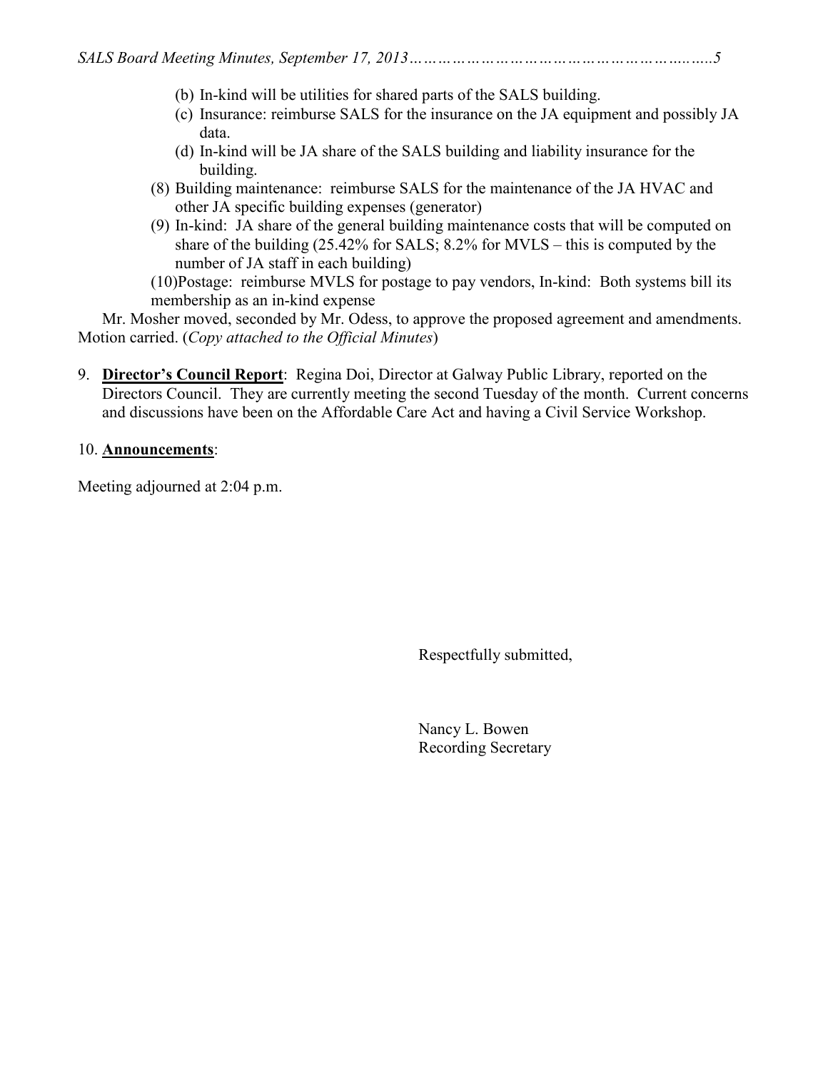(b) In-kind will be utilities for shared parts of the SALS building.

(c) Insurance: reimburse SALS for the insurance on the JA equipment and possibly JA data.

(d) In-kind will be JA share of the SALS building and liability insurance for the building.

(8) Building maintenance: reimburse SALS for the maintenance of the JA HVAC and other JA specific building expenses (generator)

(9) In-kind: JA share of the general building maintenance costs that will be computed on share of the building (25.42% for SALS; 8.2% for MVLS – this is computed by the number of JA staff in each building)

(10)Postage: reimburse MVLS for postage to pay vendors, In-kind: Both systems bill its membership as an in-kind expense

Mr. Mosher moved, seconded by Mr. Odess, to approve the proposed agreement and amendments. Motion carried. (*Copy attached to the Official Minutes*)

9. **Director's Council Report**: Regina Doi, Director at Galway Public Library, reported on the Directors Council. They are currently meeting the second Tuesday of the month. Current concerns and discussions have been on the Affordable Care Act and having a Civil Service Workshop.

10. **Announcements**:

Meeting adjourned at 2:04 p.m.

Respectfully submitted,

Nancy L. Bowen
Recording Secretary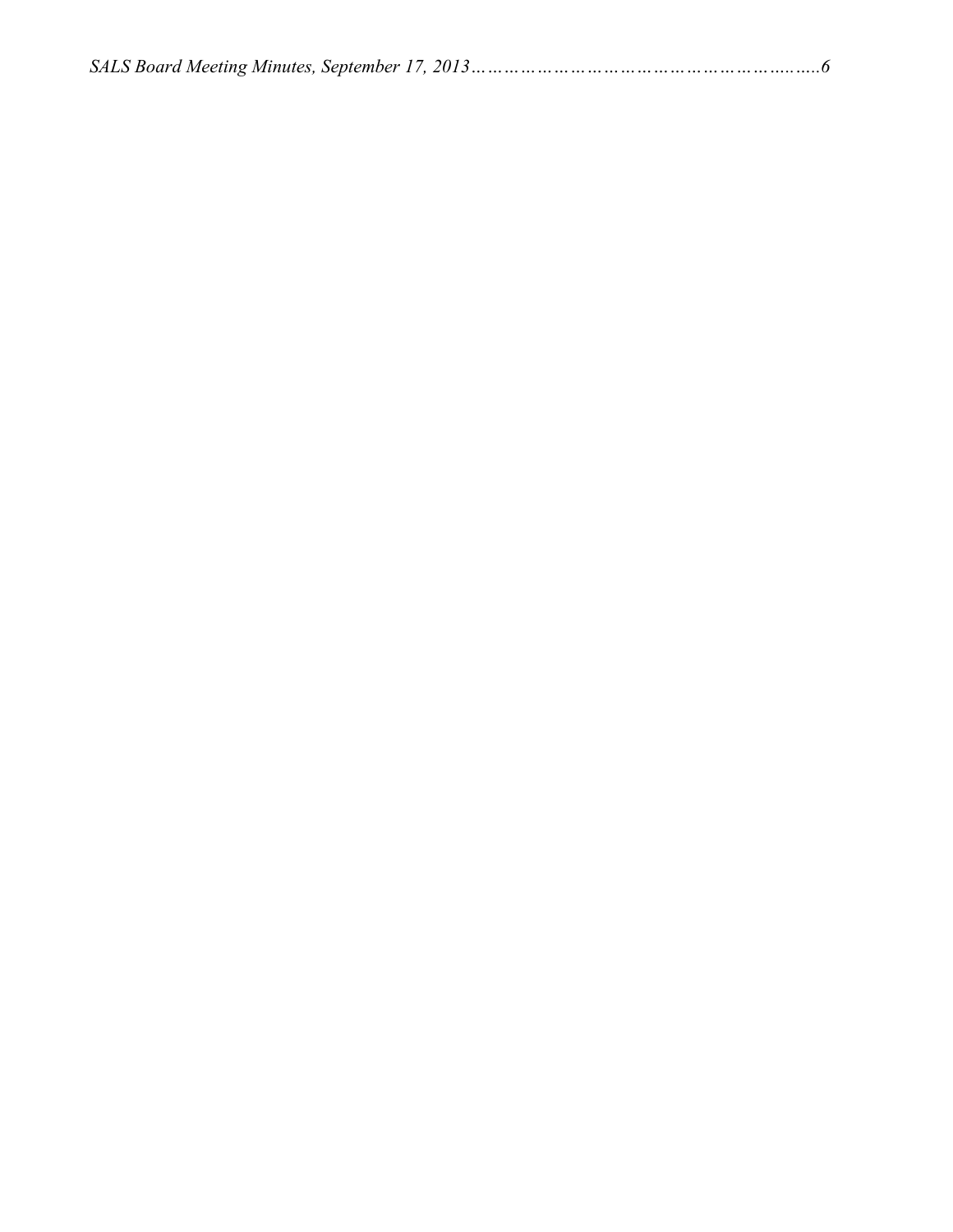*SALS Board Meeting Minutes, September 17, 2013………………………………………………….…..6*